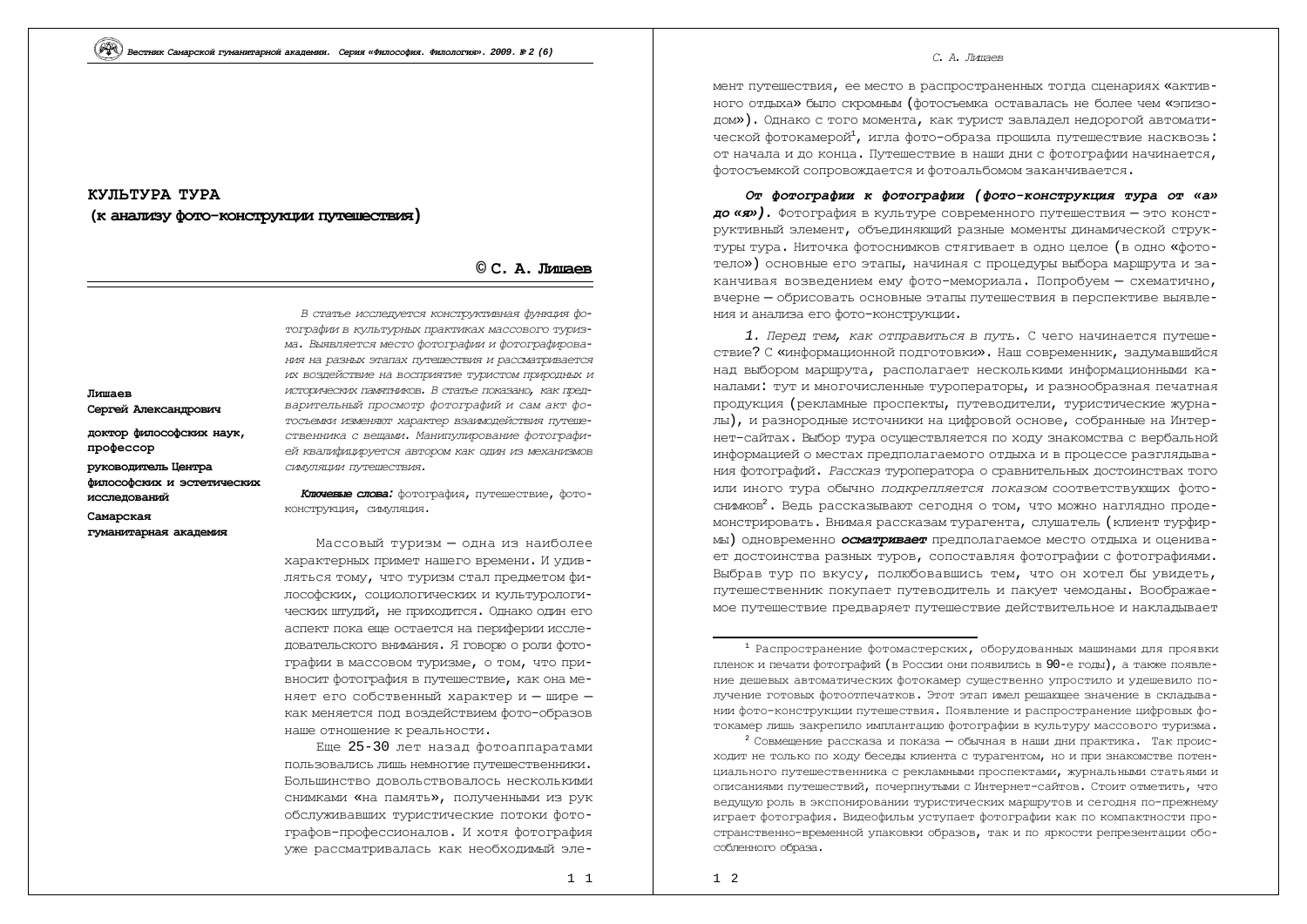# КУЛЬТУРА ТУРА
## (к анализу фото-конструкции путешествия)

**© С. А. Лишаев**

**Лишаев Сергей Александрович**

**доктор философских наук, профессор**

**руководитель Центра философских и эстетических исследований**

**Самарская гуманитарная академия**

*В статье исследуется конструктивная функция фотографии в культурных практиках массового туризма. Выявляется место фотографии и фотографирования на разных этапах путешествия и рассматривается их воздействие на восприятие туристом природных и исторических памятников. В статье показано, как предварительный просмотр фотографий и сам акт фотосъемки изменяют характер взаимодействия путешественника с вещами. Манипулирование фотографией квалифицируется автором как один из механизмов симуляции путешествия.*

***Ключевые слова:*** фотография, путешествие, фото-конструкция, симуляция.

Массовый туризм — одна из наиболее характерных примет нашего времени. И удивляться тому, что туризм стал предметом философских, социологических и культурологических штудий, не приходится. Однако один его аспект пока еще остается на периферии исследовательского внимания. Я говорю о роли фотографии в массовом туризме, о том, что привносит фотография в путешествие, как она меняет его собственный характер и — шире — как меняется под воздействием фото-образов наше отношение к реальности.

Еще 25-30 лет назад фотоаппаратами пользовались лишь немногие путешественники. Большинство довольствовалось несколькими снимками «на память», полученными из рук обслуживавших туристические потоки фотографов-профессионалов. И хотя фотография уже рассматривалась как необходимый элемент путешествия, ее место в распространенных тогда сценариях «активного отдыха» было скромным (фотосъемка оставалась не более чем «эпизодом»). Однако с того момента, как турист завладел недорогой автоматической фотокамерой[1], игла фото-образа прошила путешествие насквозь: от начала и до конца. Путешествие в наши дни с фотографии начинается, фотосъемкой сопровождается и фотоальбомом заканчивается.

***От фотографии к фотографии (фото-конструкция тура от «а» до «я»).*** Фотография в культуре современного путешествия — это конструктивный элемент, объединяющий разные моменты динамической структуры тура. Ниточка фотоснимков стягивает в одно целое (в одно «фототело») основные его этапы, начиная с процедуры выбора маршрута и заканчивая возведением ему фото-мемориала. Попробуем — схематично, вчерне — обрисовать основные этапы путешествия в перспективе выявления и анализа его фото-конструкции.

*1. Перед тем, как отправиться в путь.* С чего начинается путешествие? С «информационной подготовки». Наш современник, задумавшийся над выбором маршрута, располагает несколькими информационными каналами: тут и многочисленные туроператоры, и разнообразная печатная продукция (рекламные проспекты, путеводители, туристические журналы), и разнородные источники на цифровой основе, собранные на Интернет-сайтах. Выбор тура осуществляется по ходу знакомства с вербальной информацией о местах предполагаемого отдыха и в процессе разглядывания фотографий. *Рассказ* туроператора о сравнительных достоинствах того или иного тура обычно *подкрепляется показом* соответствующих фотоснимков[2]. Ведь рассказывают сегодня о том, что можно наглядно продемонстрировать. Внимая рассказам турагента, слушатель (клиент турфирмы) одновременно ***осматривает*** предполагаемое место отдыха и оценивает достоинства разных туров, сопоставляя фотографии с фотографиями. Выбрав тур по вкусу, полюбовавшись тем, что он хотел бы увидеть, путешественник покупает путеводитель и пакует чемоданы. Воображаемое путешествие предваряет путешествие действительное и накладывает

---

[1] Распространение фотомастерских, оборудованных машинами для проявки пленок и печати фотографий (в России они появились в 90-е годы), а также появление дешевых автоматических фотокамер существенно упростило и удешевило получение готовых фотоотпечатков. Этот этап имел решающее значение в складывании фото-конструкции путешествия. Появление и распространение цифровых фотокамер лишь закрепило имплантацию фотографии в культуру массового туризма.

[2] Совмещение рассказа и показа — обычная в наши дни практика. Так происходит не только по ходу беседы клиента с турагентом, но и при знакомстве потенциального путешественника с рекламными проспектами, журнальными статьями и описаниями путешествий, почерпнутыми с Интернет-сайтов. Стоит отметить, что ведущую роль в экспонировании туристических маршрутов и сегодня по-прежнему играет фотография. Видеофильм уступает фотографии как по компактности пространственно-временной упаковки образов, так и по яркости репрезентации обособленного образа.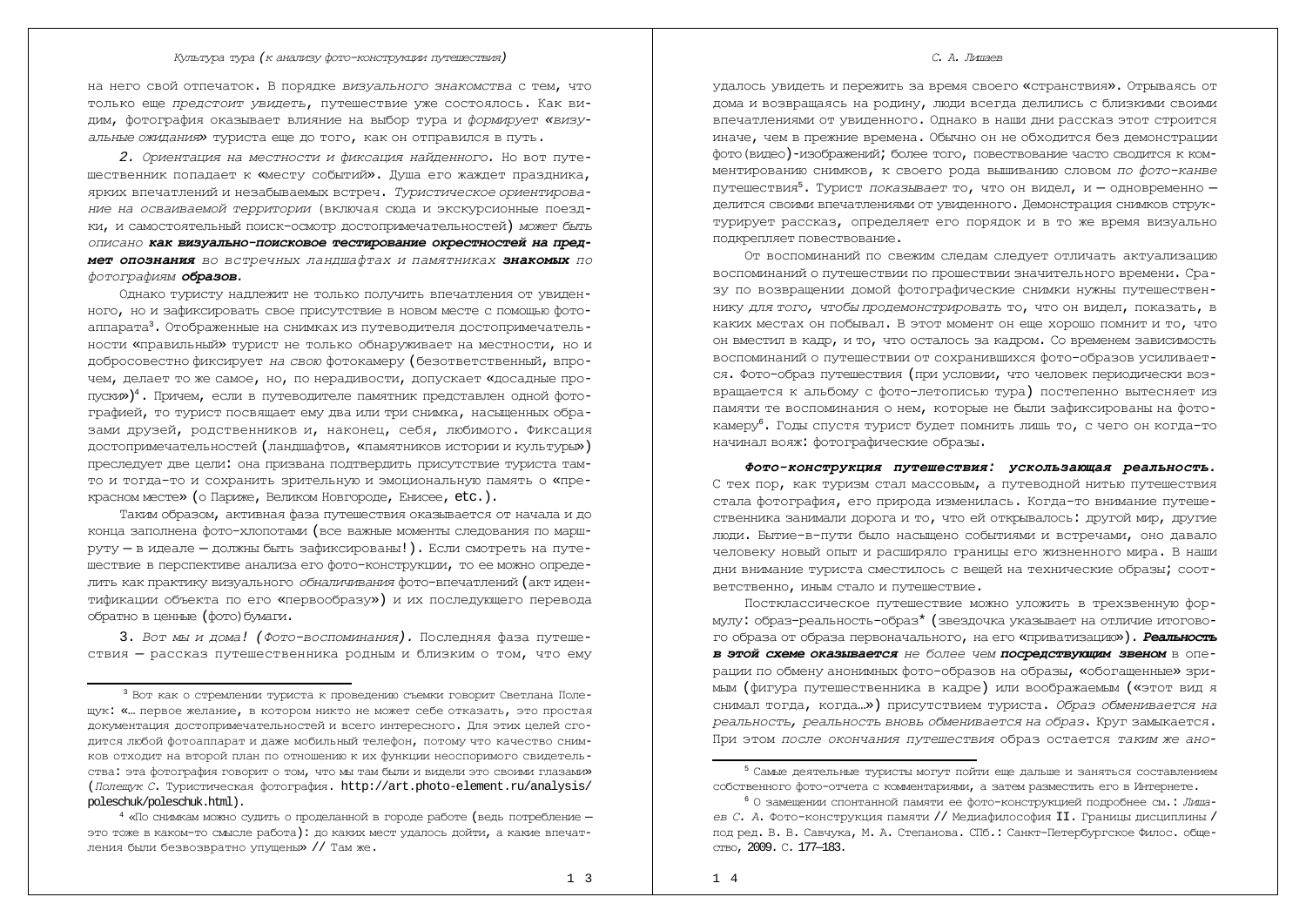на него свой отпечаток. В порядке *визуального знакомства* с тем, что только еще *предстоит увидеть*, путешествие уже состоялось. Как видим, фотография оказывает влияние на выбор тура и *формирует «визуальные ожидания»* туриста еще до того, как он отправился в путь.

*2. Ориентация на местности и фиксация найденного.* Но вот путешественник попадает к «месту событий». Душа его жаждет праздника, ярких впечатлений и незабываемых встреч. *Туристическое ориентирование на осваиваемой территории* (включая сюда и экскурсионные поездки, и самостоятельный поиск-осмотр достопримечательностей) *может быть описано* ***как визуально-поисковое тестирование окрестностей на предмет опознания*** *во встречных ландшафтах и памятниках* ***знакомых*** *по фотографиям* ***образов.***

Однако туристу надлежит не только получить впечатления от увиденного, но и зафиксировать свое присутствие в новом месте с помощью фотоаппарата[3]. Отображенные на снимках из путеводителя достопримечательности «правильный» турист не только обнаруживает на местности, но и добросовестно фиксирует *на свою* фотокамеру (безответственный, впрочем, делает то же самое, но, по нерадивости, допускает «досадные пропуски»)[4]. Причем, если в путеводителе памятник представлен одной фотографией, то турист посвящает ему два или три снимка, насыщенных образами друзей, родственников и, наконец, себя, любимого. Фиксация достопримечательностей (ландшафтов, «памятников истории и культуры») преследует две цели: она призвана подтвердить присутствие туриста там-то и тогда-то и сохранить зрительную и эмоциональную память о «прекрасном месте» (о Париже, Великом Новгороде, Енисее, etc.).

Таким образом, активная фаза путешествия оказывается от начала и до конца заполнена фото-хлопотами (все важные моменты следования по маршруту – в идеале – должны быть зафиксированы!). Если смотреть на путешествие в перспективе анализа его фото-конструкции, то ее можно определить как практику визуального *обналичивания* фото-впечатлений (акт идентификации объекта по его «первообразу») и их последующего перевода обратно в ценные (фото)бумаги.

3. *Вот мы и дома! (Фото-воспоминания).* Последняя фаза путешествия – рассказ путешественника родным и близким о том, что ему удалось увидеть и пережить за время своего «странствия». Отрываясь от дома и возвращаясь на родину, люди всегда делились с близкими своими впечатлениями от увиденного. Однако в наши дни рассказ этот строится иначе, чем в прежние времена. Обычно он не обходится без демонстрации фото(видео)-изображений; более того, повествование часто сводится к комментированию снимков, к своего рода вышиванию словом *по фото-канве* путешествия[5]. Турист *показывает* то, что он видел, и – одновременно – делится своими впечатлениями от увиденного. Демонстрация снимков структурирует рассказ, определяет его порядок и в то же время визуально подкрепляет повествование.

От воспоминаний по свежим следам следует отличать актуализацию воспоминаний о путешествии по прошествии значительного времени. Сразу по возвращении домой фотографические снимки нужны путешественнику *для того, чтобы продемонстрировать* то, что он видел, показать, в каких местах он побывал. В этот момент он еще хорошо помнит и то, что он вместил в кадр, и то, что осталось за кадром. Со временем зависимость воспоминаний о путешествии от сохранившихся фото-образов усиливается. Фото-образ путешествия (при условии, что человек периодически возвращается к альбому с фото-летописью тура) постепенно вытесняет из памяти те воспоминания о нем, которые не были зафиксированы на фотокамеру[6]. Годы спустя турист будет помнить лишь то, с чего он когда-то начинал вояж: фотографические образы.

***Фото-конструкция путешествия: ускользающая реальность.*** С тех пор, как туризм стал массовым, а путеводной нитью путешествия стала фотография, его природа изменилась. Когда-то внимание путешественника занимали дорога и то, что ей открывалось: другой мир, другие люди. Бытие-в-пути было насыщено событиями и встречами, оно давало человеку новый опыт и расширяло границы его жизненного мира. В наши дни внимание туриста сместилось с вещей на технические образы; соответственно, иным стало и путешествие.

Постклассическое путешествие можно уложить в трехзвенную формулу: образ-реальность-образ* (звездочка указывает на отличие итогового образа от образа первоначального, на его «приватизацию»). ***Реальность в этой схеме оказывается*** *не более чем* ***посредствующим звеном*** в операции по обмену анонимных фото-образов на образы, «обогащенные» зримым (фигура путешественника в кадре) или воображаемым («этот вид я снимал тогда, когда…») присутствием туриста. *Образ обменивается на реальность, реальность вновь обменивается на образ*. Круг замыкается. При этом *после окончания путешествия* образ остается *таким же ано-*

---

[3] Вот как о стремлении туриста к проведению съемки говорит Светлана Полещук: «… первое желание, в котором никто не может себе отказать, это простая документация достопримечательностей и всего интересного. Для этих целей сгодится любой фотоаппарат и даже мобильный телефон, потому что качество снимков отходит на второй план по отношению к их функции неоспоримого свидетельства: эта фотография говорит о том, что мы там были и видели это своими глазами» (*Полещук С.* Туристическая фотография. http://art.photo-element.ru/analysis/poleschuk/poleschuk.html).

[4] «По снимкам можно судить о проделанной в городе работе (ведь потребление – это тоже в каком-то смысле работа): до каких мест удалось дойти, а какие впечатления были безвозвратно упущены» // Там же.

[5] Самые деятельные туристы могут пойти еще дальше и заняться составлением собственного фото-отчета с комментариями, а затем разместить его в Интернете.

[6] О замещении спонтанной памяти ее фото-конструкцией подробнее см.: *Лишаев С. А.* Фото-конструкция памяти // Медиафилософия II. Границы дисциплины / под ред. В. В. Савчука, М. А. Степанова. СПб.: Санкт-Петербургское Филос. общество, 2009. С. 177–183.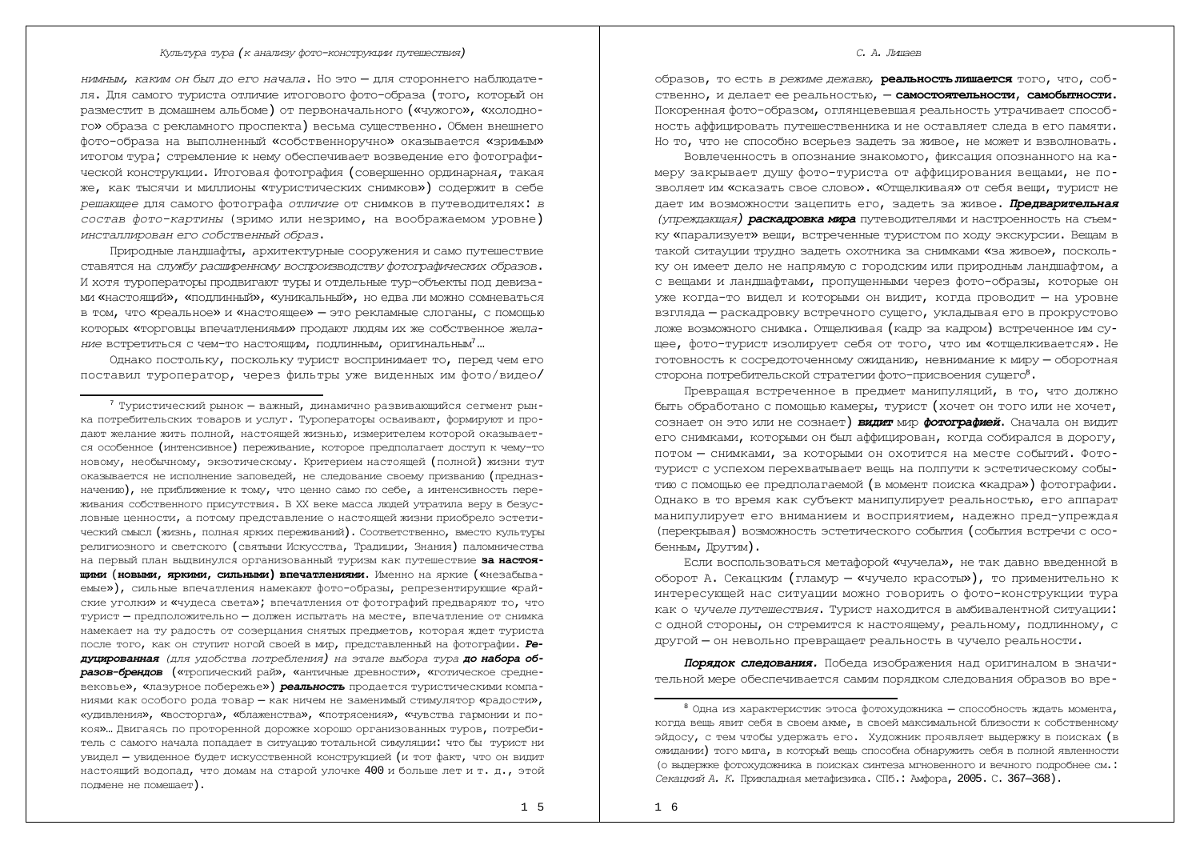*ним­ным, каким он был до его начала*. Но это — для стороннего наблюдателя. Для самого туриста отличие итогового фото-образа (того, который он разместит в домашнем альбоме) от первоначального («чужого», «холодного» образа с рекламного проспекта) весьма существенно. Обмен внешнего фото-образа на выполненный «собственноручно» оказывается «зримым» итогом тура; стремление к нему обеспечивает возведение его фотографической конструкции. Итоговая фотография (совершенно ординарная, такая же, как тысячи и миллионы «туристических снимков») содержит в себе *решающее* для самого фотографа *отличие* от снимков в путеводителях: *в состав фото-картины* (зримо или незримо, на воображаемом уровне) *инсталлирован его собственный образ*.

Природные ландшафты, архитектурные сооружения и само путешествие ставятся на *службу расширенному воспроизводству фотографических образов*. И хотя туроператоры продвигают туры и отдельные тур-объекты под девизами «настоящий», «подлинный», «уникальный», но едва ли можно сомневаться в том, что «реальное» и «настоящее» — это рекламные слоганы, с помощью которых «торговцы впечатлениями» продают людям их же собственное *желание* встретиться с чем-то настоящим, подлинным, оригинальным[7]…

Однако постольку, поскольку турист воспринимает то, перед чем его поставил туроператор, через фильтры уже виденных им фото/видео/образов, то есть *в режиме дежавю*, **реальность лишается** того, что, собственно, и делает ее реальностью, — **самостоятельности**, **самобытности**. Покоренная фото-образом, оглянцевевшая реальность утрачивает способность аффицировать путешественника и не оставляет следа в его памяти. Но то, что не способно всерьез задеть за живое, не может и взволновать.

Вовлеченность в опознание знакомого, фиксация опознанного на камеру закрывает душу фото-туриста от аффицирования вещами, не позволяет им «сказать свое слово». «Отщелкивая» от себя вещи, турист не дает им возможности зацепить его, задеть за живое. ***Предварительная** (упреждающая)* ***раскадровка мира*** путеводителями и настроенность на съемку «парализует» вещи, встреченные туристом по ходу экскурсии. Вещам в такой ситуации трудно задеть охотника за снимками «за живое», поскольку он имеет дело не напрямую с городским или природным ландшафтом, а с вещами и ландшафтами, пропущенными через фото-образы, которые он уже когда-то видел и которыми он видит, когда проводит — на уровне взгляда — раскадровку встречного сущего, укладывая его в прокрустово ложе возможного снимка. Отщелкивая (кадр за кадром) встреченное им сущее, фото-турист изолирует себя от того, что им «отщелкивается». Не готовность к сосредоточенному ожиданию, невнимание к миру — оборотная сторона потребительской стратегии фото-присвоения сущего[8].

Превращая встреченное в предмет манипуляций, в то, что должно быть обработано с помощью камеры, турист (хочет он того или не хочет, сознает он это или не сознает) ***видит*** мир ***фотографией***. Сначала он видит его снимками, которыми он был аффицирован, когда собирался в дорогу, потом — снимками, за которыми он охотится на месте событий. Фото-турист с успехом перехватывает вещь на полпути к эстетическому событию с помощью ее предполагаемой (в момент поиска «кадра») фотографии. Однако в то время как субъект манипулирует реальностью, его аппарат манипулирует его вниманием и восприятием, надежно пред-упреждая (перекрывая) возможность эстетического события (события встречи с особенным, Другим).

Если воспользоваться метафорой «чучела», не так давно введенной в оборот А. Секацким (гламур — «чучело красоты»), то применительно к интересующей нас ситуации можно говорить о фото-конструкции тура как о *чучеле путешествия*. Турист находится в амбивалентной ситуации: с одной стороны, он стремится к настоящему, реальному, подлинному, с другой — он невольно превращает реальность в чучело реальности.

***Порядок следования.*** Победа изображения над оригиналом в значительной мере обеспечивается самим порядком следования образов во вре-

---

[7] Туристический рынок — важный, динамично развивающийся сегмент рынка потребительских товаров и услуг. Туроператоры осваивают, формируют и продают желание жить полной, настоящей жизнью, измерителем которой оказывается особенное (интенсивное) переживание, которое предполагает доступ к чему-то новому, необычному, экзотическому. Критерием настоящей (полной) жизни тут оказывается не исполнение заповедей, не следование своему призванию (предназначению), не приближение к тому, что ценно само по себе, а интенсивность переживания собственного присутствия. В XX веке масса людей утратила веру в безусловные ценности, а потому представление о настоящей жизни приобрело эстетический смысл (жизнь, полная ярких переживаний). Соответственно, вместо культуры религиозного и светского (святыни Искусства, Традиции, Знания) паломничества на первый план выдвинулся организованный туризм как путешествие **за настоящими (новыми, яркими, сильными) впечатлениями**. Именно на яркие («незабываемые»), сильные впечатления намекают фото-образы, репрезентирующие «райские уголки» и «чудеса света»; впечатления от фотографий предваряют то, что турист — предположительно — должен испытать на месте, впечатление от снимка намекает на ту радость от созерцания снятых предметов, которая ждет туриста после того, как он ступит ногой своей в мир, представленный на фотографии. ***Редуцированная** (для удобства потребления) на этапе выбора тура* ***до набора образов-брендов*** («тропический рай», «античные древности», «готическое средневековье», «лазурное побережье») ***реальность*** продается туристическими компаниями как особого рода товар — как ничем не заменимый стимулятор «радости», «удивления», «восторга», «блаженства», «потрясения», «чувства гармонии и покоя»… Двигаясь по проторенной дорожке хорошо организованных туров, потребитель с самого начала попадает в ситуацию тотальной симуляции: что бы турист ни увидел — увиденное будет искусственной конструкцией (и тот факт, что он видит настоящий водопад, что домам на старой улочке 400 и больше лет и т. д., этой подмене не помешает).

[8] Одна из характеристик этоса фотохудожника — способность ждать момента, когда вещь явит себя в своем акме, в своей максимальной близости к собственному эйдосу, с тем чтобы удержать его. Художник проявляет выдержку в поисках (в ожидании) того мига, в который вещь способна обнаружить себя в полной явленности (о выдержке фотохудожника в поисках синтеза мгновенного и вечного подробнее см.: *Секацкий А. К.* Прикладная метафизика. СПб.: Амфора, 2005. С. 367–368).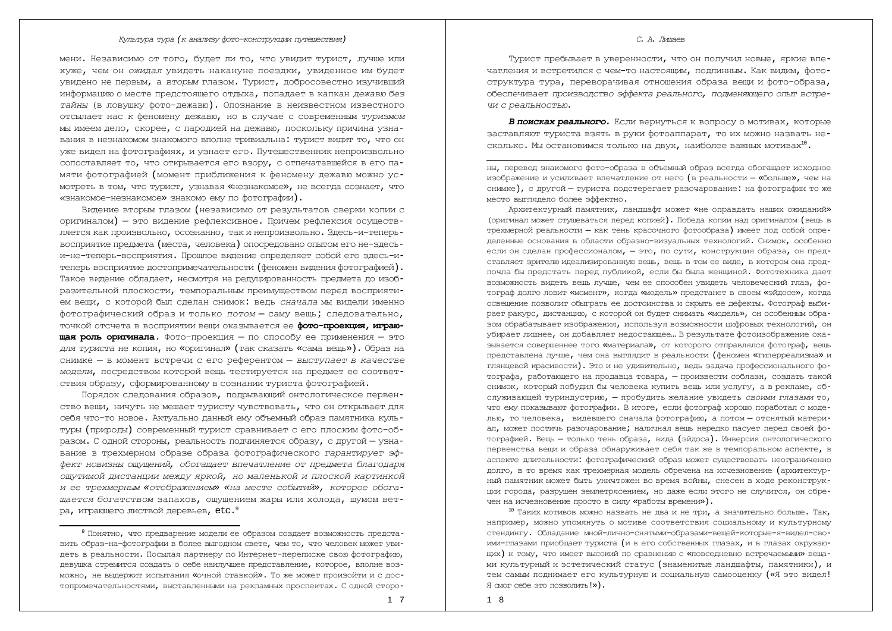мени. Независимо от того, будет ли то, что увидит турист, лучше или хуже, чем он *ожидал* увидеть накануне поездки, увиденное им будет увидено не первым, а *вторым* глазом. Турист, добросовестно изучивший информацию о месте предстоящего отдыха, попадает в капкан *дежавю без тайны* (в ловушку фото-дежавю). Опознание в неизвестном известного отсылает нас к феномену дежавю, но в случае с современным *туризмом* мы имеем дело, скорее, с пародией на дежавю, поскольку причина узнавания в незнакомом знакомого вполне тривиальна: турист видит то, что он уже видел на фотографиях, и узнает его. Путешественник непроизвольно сопоставляет то, что открывается его взору, с отпечатавшейся в его памяти фотографией (момент приближения к феномену дежавю можно усмотреть в том, что турист, узнавая «незнакомое», не всегда сознает, что «знакомое-незнакомое» знакомо ему по фотографии).

Видение вторым глазом (независимо от результатов сверки копии с оригиналом) — это видение рефлексивное. Причем рефлексия осуществляется как произвольно, осознанно, так и непроизвольно. Здесь-и-теперь-восприятие предмета (места, человека) опосредовано опытом его не-здесь-и-не-теперь-восприятия. Прошлое видение определяет собой его здесь-и-теперь восприятие достопримечательности (феномен видения фотографией). Такое видение обладает, несмотря на редуцированность предмета до изобразительной плоскости, темпоральным преимуществом перед восприятием вещи, с которой был сделан снимок: ведь *сначала* мы видели именно фотографический образ и только *потом* — саму вещь; следовательно, точкой отсчета в восприятии вещи оказывается ее **фото-проекция, играющая роль оригинала**. Фото-проекция — по способу ее применения — это *для туриста* не копия, но «оригинал» (так сказать «сама вещь»). Образ на снимке — в момент встречи с его референтом — *выступает в качестве модели*, посредством которой вещь тестируется на предмет ее соответствия образу, сформированному в сознании туриста фотографией.

Порядок следования образов, подрывающий онтологическое первенство вещи, ничуть не мешает туристу чувствовать, что он открывает для себя что-то новое. Актуально данный ему объемный образ памятника культуры (природы) современный турист сравнивает с его плоским фото-образом. С одной стороны, реальность подчиняется образу, с другой — узнавание в трехмерном образе образа фотографического *гарантирует эффект новизны ощущений, обогащает впечатление от предмета благодаря ощутимой дистанции между яркой, но маленькой и плоской картинкой и ее трехмерным «отображением» «на месте событий», которое обогащается богатством* запахов, ощущением жары или холода, шумом ветра, играющего листвой деревьев, etc.[9]

Турист пребывает в уверенности, что он получил новые, яркие впечатления и встретился с чем-то настоящим, подлинным. Как видим, фото-структура тура, переворачивая отношения образа вещи и фото-образа, обеспечивает *производство эффекта реального, подменяющего опыт встречи с реальностью.*

***В поисках реального.*** Если вернуться к вопросу о мотивах, которые заставляют туриста взять в руки фотоаппарат, то их можно назвать несколько. Мы остановимся только на двух, наиболее важных мотивах[10].

---

[9] Понятно, что предварение модели ее образом создает возможность представить образ-на-фотографии в более выгодном свете, чем то, что человек может увидеть в реальности. Посылая партнеру по Интернет-переписке свою фотографию, девушка стремится создать о себе наилучшее представление, которое, вполне возможно, не выдержит испытания «очной ставкой». То же может произойти и с достопримечательностями, выставленными на рекламных проспектах. С одной стороны, перевод знакомого фото-образа в объемный образ всегда обогащает исходное изображение и усиливает впечатление от него (в реальности — «больше», чем на снимке), с другой — туриста подстерегает разочарование: на фотографии то же место выглядело более эффектно.

Архитектурный памятник, ландшафт может «не оправдать наших ожиданий» (оригинал может стушеваться перед копией). Победа копии над оригиналом (вещь в трехмерной реальности — как тень красочного фотообраза) имеет под собой определенные основания в области образно-визуальных технологий. Снимок, особенно если он сделан профессионалом, — это, по сути, конструкция образа, он представляет зрителю идеализированную вещь, вещь в том ее виде, в котором она предпочла бы предстать перед публикой, если бы была женщиной. Фототехника дает возможность видеть вещь лучше, чем ее способен увидеть человеческий глаз, фотограф долго ловит «момент», когда «модель» предстанет в своем «эйдосе», когда освещение позволит обыграть ее достоинства и скрыть ее дефекты. Фотограф выбирает ракурс, дистанцию, с которой он будет снимать «модель», он особенным образом обрабатывает изображения, используя возможности цифровых технологий, он убирает лишнее, он добавляет недостающее… В результате фотоизображение оказывается совершеннее того «материала», от которого отправлялся фотограф, вещь представлена лучше, чем она выглядит в реальности (феномен «гиперреализма» и глянцевой красивости). Это и не удивительно, ведь задача профессионального фотографа, работающего на продавца товара, — произвести соблазн, создать такой снимок, который побудил бы человека купить вещь или услугу, а в рекламе, обслуживающей туриндустрию, — пробудить желание увидеть *своими глазами* то, что ему показывают фотографии. В итоге, если фотограф хорошо поработал с моделью, то человека, видевшего сначала фотографию, а потом — отснятый материал, может постичь разочарование; наличная вещь нередко пасует перед своей фотографией. Вещь — только тень образа, вида (эйдоса). Инверсия онтологического первенства вещи и образа обнаруживает себя так же в темпоральном аспекте, в аспекте длительности: фотографический образ может существовать неограниченно долго, в то время как трехмерная модель обречена на исчезновение (архитектурный памятник может быть уничтожен во время войны, снесен в ходе реконструкции города, разрушен землетрясением, но даже если этого не случится, он обречен на исчезновение просто в силу «работы времени»).

[10] Таких мотивов можно назвать не два и не три, а значительно больше. Так, например, можно упомянуть о мотиве соответствия социальному и культурному стендингу. Обладание мной-лично-снятыми-образами-вещей-которые-я-видел-своими-глазами приобщает туриста (и в его собственных глазах, и в глазах окружающих) к тому, что имеет высокий по сравнению с «повседневно встречаемыми» вещами культурный и эстетический статус (знаменитые ландшафты, памятники), и тем самым поднимает его культурную и социальную самооценку («Я это видел! Я смог себе это позволить!»).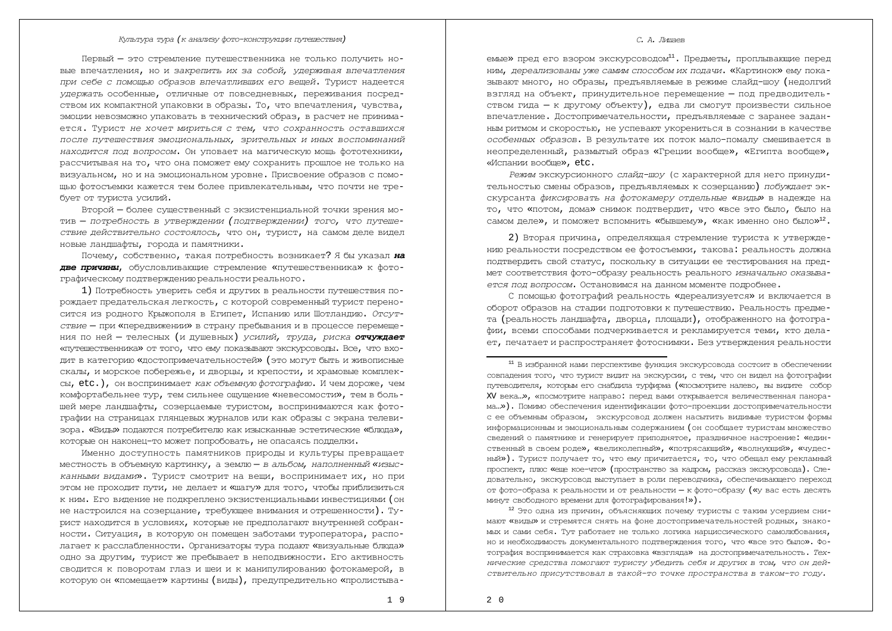Первый — это стремление путешественника не только получить новые впечатления, но и *закрепить их за собой, удерживая впечатления при себе с помощью образов впечатливших его вещей*. Турист надеется *удержать* особенные, отличные от повседневных, переживания посредством их компактной упаковки в образы. То, что впечатления, чувства, эмоции невозможно упаковать в технический образ, в расчет не принимается. Турист *не хочет мириться с тем, что сохранность оставшихся после путешествия эмоциональных, зрительных и иных воспоминаний находится под вопросом*. Он уповает на магическую мощь фототехники, рассчитывая на то, что она поможет ему сохранить прошлое не только на визуальном, но и на эмоциональном уровне. Присвоение образов с помощью фотосъемки кажется тем более привлекательным, что почти не требует от туриста усилий.

Второй — более существенный с экзистенциальной точки зрения мотив — *потребность в утверждении (подтверждении) того, что путешествие действительно состоялось*, что он, турист, на самом деле видел новые ландшафты, города и памятники.

Почему, собственно, такая потребность возникает? Я бы указал ***на две причины***, обусловливающие стремление «путешественника» к фотографическому подтверждению реальности реального.

1) Потребность уверить себя и других в реальности путешествия порождает предательская легкость, с которой современный турист переносится из родного Крыжополя в Египет, Испанию или Шотландию. *Отсутствие* — при «передвижении» в страну пребывания и в процессе перемещения по ней — телесных (и душевных) *усилий, труда, риска* ***отчуждает*** «путешественника» от того, что ему показывают экскурсоводы. Все, что входит в категорию «достопримечательностей» (это могут быть и живописные скалы, и морское побережье, и дворцы, и крепости, и храмовые комплексы, etc.), он воспринимает *как объемную фотографию*. И чем дороже, чем комфортабельнее тур, тем сильнее ощущение «невесомости», тем в большей мере ландшафты, созерцаемые туристом, воспринимаются как фотографии на страницах глянцевых журналов или как образы с экрана телевизора. «Виды» подаются потребителю как изысканные эстетические «блюда», которые он наконец-то может попробовать, не опасаясь подделки.

Именно доступность памятников природы и культуры превращает местность в объемную картинку, а землю — *в альбом, наполненный «изысканными видами»*. Турист смотрит на вещи, воспринимает их, но при этом не проходит пути, не делает и «шагу» для того, чтобы приблизиться к ним. Его видение не подкреплено экзистенциальными инвестициями (он не настроился на созерцание, требующее внимания и отрешенности). Турист находится в условиях, которые не предполагают внутренней собранности. Ситуация, в которую он помещен заботами туроператора, располагает к расслабленности. Организаторы тура подают «визуальные блюда» одно за другим, турист же пребывает в неподвижности. Его активность сводится к поворотам глаз и шеи и к манипулированию фотокамерой, в которую он «помещает» картины (виды), предупредительно «пролистываемые» пред его взором экскурсоводом[11]. Предметы, проплывающие перед ним, *дереализованы уже самим способом их подачи*. «Картинок» ему показывают много, но образы, предъявляемые в режиме слайд-шоу (недолгий взгляд на объект, принудительное перемещение — под предводительством гида — к другому объекту), едва ли смогут произвести сильное впечатление. Достопримечательности, предъявляемые с заранее заданным ритмом и скоростью, не успевают укорениться в сознании в качестве *особенных образов*. В результате их поток мало-помалу смешивается в неопределенный, размытый образ «Греции вообще», «Египта вообще», «Испании вообще», etc.

*Режим* экскурсионного *слайд-шоу* (с характерной для него принудительностью смены образов, предъявляемых к созерцанию) *побуждает* экскурсанта *фиксировать на фотокамеру отдельные «виды»* в надежде на то, что «потом, дома» снимок подтвердит, что «все это было, было на самом деле», и поможет вспомнить «бывшему», «как именно оно было»[12].

2) Вторая причина, определяющая стремление туриста к утверждению реальности посредством ее фотосъемки, такова: реальность должна подтвердить свой статус, поскольку в ситуации ее тестирования на предмет соответствия фото-образу реальность реального *изначально оказывается под вопросом*. Остановимся на данном моменте подробнее.

С помощью фотографий реальность «дереализуется» и включается в оборот образов на стадии подготовки к путешествию. Реальность предмета (реальность ландшафта, дворца, площади), отображенного на фотографии, всеми способами подчеркивается и рекламируется теми, кто делает, печатает и распространяет фотоснимки. Без утверждения реальности

---

[11] В избранной нами перспективе функция экскурсовода состоит в обеспечении совпадения того, что турист видит на экскурсии, с тем, что он видел на фотографии путеводителя, которым его снабдила турфирма («посмотрите налево, вы видите собор XV века…», «посмотрите направо: перед вами открывается величественная панорама…»). Помимо обеспечения идентификации фото-проекции достопримечательности с ее объемным образом, экскурсовод должен насытить видимые туристом формы информационным и эмоциональным содержанием (он сообщает туристам множество сведений о памятнике и генерирует приподнятое, праздничное настроение: «единственный в своем роде», «великолепный», «потрясающий», «волнующий», «чудесный»). Турист получает то, что ему причитается, то, что обещал ему рекламный проспект, плюс «еще кое-что» (пространство за кадром, рассказ экскурсовода). Следовательно, экскурсовод выступает в роли переводчика, обеспечивающего переход от фото-образа к реальности и от реальности — к фото-образу («у вас есть десять минут свободного времени для фотографирования!»).

[12] Это одна из причин, объясняющих почему туристы с таким усердием снимают «виды» и стремятся снять на фоне достопримечательностей родных, знакомых и сами себя. Тут работает не только логика нарциссического самолюбования, но и необходимость документального подтверждения того, что «все это было». Фотография воспринимается как страховка «взгляда» на достопримечательность. *Технические средства помогают туристу убедить себя и других в том, что он действительно присутствовал в такой-то точке пространства в таком-то году*.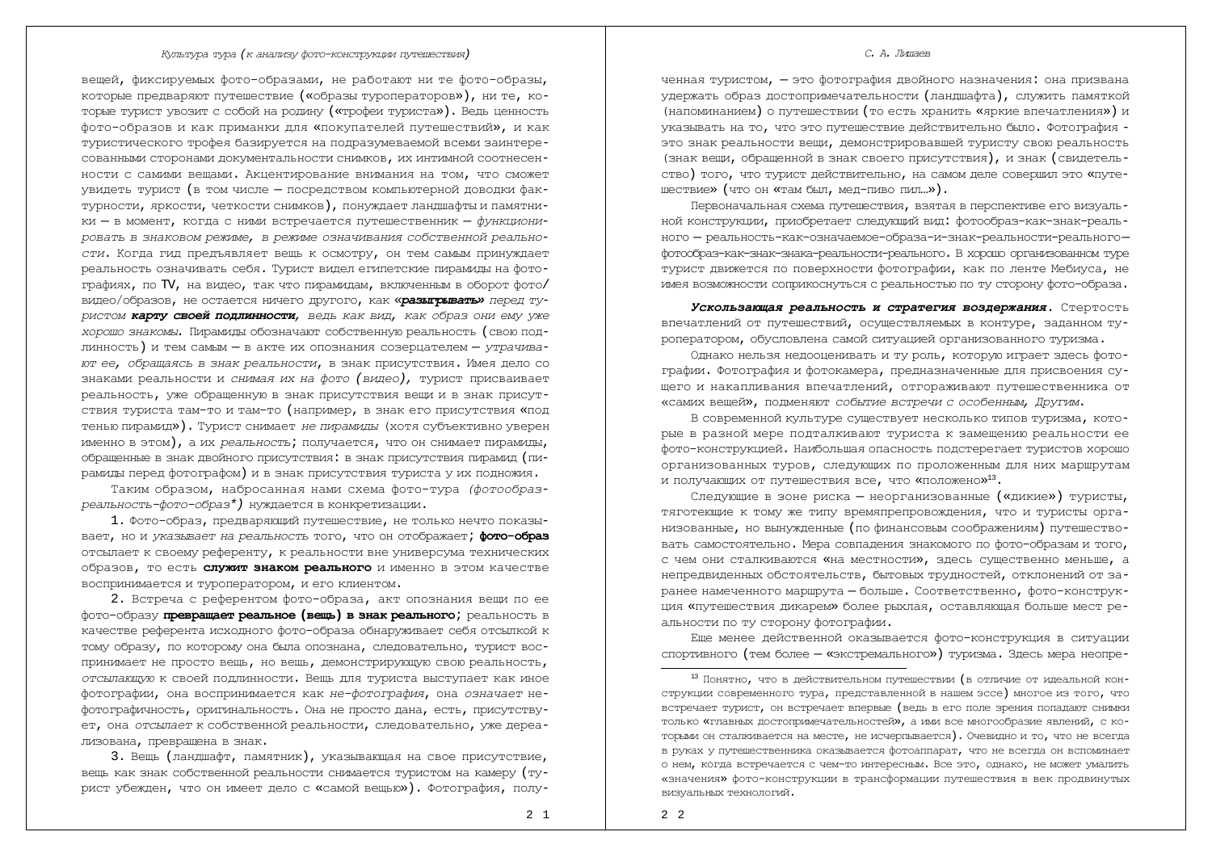вещей, фиксируемых фото-образами, не работают ни те фото-образы, которые предваряют путешествие («образы туроператоров»), ни те, которые турист увозит с собой на родину («трофеи туриста»). Ведь ценность фото-образов и как приманки для «покупателей путешествий», и как туристического трофея базируется на подразумеваемой всеми заинтересованными сторонами документальности снимков, их интимной соотнесенности с самими вещами. Акцентирование внимания на том, что сможет увидеть турист (в том числе — посредством компьютерной доводки фактурности, яркости, четкости снимков), понуждает ландшафты и памятники — в момент, когда с ними встречается путешественник — *функционировать в знаковом режиме, в режиме означивания собственной реальности*. Когда гид предъявляет вещь к осмотру, он тем самым принуждает реальность означивать себя. Турист видел египетские пирамиды на фотографиях, по TV, на видео, так что пирамидам, включенным в оборот фото/видео/образов, не остается ничего другого, как ***«разыгрывать»*** *перед туристом* ***карту своей подлинности,*** *ведь как вид, как образ они ему уже хорошо знакомы.* Пирамиды обозначают собственную реальность (свою подлинность) и тем самым — в акте их опознания созерцателем — *утрачивают ее, обращаясь в знак реальности*, в знак присутствия. Имея дело со знаками реальности и *снимая их на фото (видео)*, турист присваивает реальность, уже обращенную в знак присутствия вещи и в знак присутствия туриста там-то и там-то (например, в знак его присутствия «под тенью пирамид»). Турист снимает *не пирамиды* (хотя субъективно уверен именно в этом), а их *реальность*; получается, что он снимает пирамиды, обращенные в знак двойного присутствия: в знак присутствия пирамид (пирамиды перед фотографом) и в знак присутствия туриста у их подножия.

Таким образом, набросанная нами схема фото-тура *(фотообраз-реальность-фото-образ\*)* нуждается в конкретизации.

1. Фото-образ, предваряющий путешествие, не только нечто показывает, но и *указывает на реальность* того, что он отображает; **фото-образ** отсылает к своему референту, к реальности вне универсума технических образов, то есть **служит знаком реального** и именно в этом качестве воспринимается и туроператором, и его клиентом.

2. Встреча с референтом фото-образа, акт опознания вещи по ее фото-образу **превращает реальное (вещь) в знак реального**; реальность в качестве референта исходного фото-образа обнаруживает себя отсылкой к тому образу, по которому она была опознана, следовательно, турист воспринимает не просто вещь, но вещь, демонстрирующую свою реальность, *отсылающую* к своей подлинности. Вещь для туриста выступает как иное фотографии, она воспринимается как *не-фотография*, она *означает* нефотографичность, оригинальность. Она не просто дана, есть, присутствует, она *отсылает* к собственной реальности, следовательно, уже дереализована, превращена в знак.

3. Вещь (ландшафт, памятник), указывающая на свое присутствие, вещь как знак собственной реальности снимается туристом на камеру (турист убежден, что он имеет дело с «самой вещью»). Фотография, полученная туристом, — это фотография двойного назначения: она призвана удержать образ достопримечательности (ландшафта), служить памяткой (напоминанием) о путешествии (то есть хранить «яркие впечатления») и указывать на то, что это путешествие действительно было. Фотография - это знак реальности вещи, демонстрировавшей туристу свою реальность (знак вещи, обращенной в знак своего присутствия), и знак (свидетельство) того, что турист действительно, на самом деле совершил это «путешествие» (что он «там был, мед-пиво пил…»).

Первоначальная схема путешествия, взятая в перспективе его визуальной конструкции, приобретает следующий вид: фотообраз-как-знак-реального — реальность-как-означаемое-образа-и-знак-реальности-реального—фотообраз-как-знак-знака-реальности-реального. В хорошо организованном туре турист движется по поверхности фотографии, как по ленте Мебиуса, не имея возможности соприкоснуться с реальностью по ту сторону фото-образа.

***Ускользающая реальность и стратегия воздержания.*** Стертость впечатлений от путешествий, осуществляемых в контуре, заданном туроператором, обусловлена самой ситуацией организованного туризма.

Однако нельзя недооценивать и ту роль, которую играет здесь фотографии. Фотография и фотокамера, предназначенные для присвоения сущего и накапливания впечатлений, отгораживают путешественника от «самих вещей», подменяют *событие встречи с особенным, Другим*.

В современной культуре существует несколько типов туризма, которые в разной мере подталкивают туриста к замещению реальности ее фото-конструкцией. Наибольшая опасность подстерегает туристов хорошо организованных туров, следующих по проложенным для них маршрутам и получающих от путешествия все, что «положено»[13].

Следующие в зоне риска — неорганизованные («дикие») туристы, тяготеющие к тому же типу времяпрепровождения, что и туристы организованные, но вынужденные (по финансовым соображениям) путешествовать самостоятельно. Мера совпадения знакомого по фото-образам и того, с чем они сталкиваются «на местности», здесь существенно меньше, а непредвиденных обстоятельств, бытовых трудностей, отклонений от заранее намеченного маршрута — больше. Соответственно, фото-конструкция «путешествия дикарем» более рыхлая, оставляющая больше мест реальности по ту сторону фотографии.

Еще менее действенной оказывается фото-конструкция в ситуации спортивного (тем более — «экстремального») туризма. Здесь мера неопре-

---

[13] Понятно, что в действительном путешествии (в отличие от идеальной конструкции современного тура, представленной в нашем эссе) многое из того, что встречает турист, он встречает впервые (ведь в его поле зрения попадают снимки только «главных достопримечательностей», а ими все многообразие явлений, с которыми он сталкивается на месте, не исчерпывается). Очевидно и то, что не всегда в руках у путешественника оказывается фотоаппарат, что не всегда он вспоминает о нем, когда встречается с чем-то интересным. Все это, однако, не может умалить «значения» фото-конструкции в трансформации путешествия в век продвинутых визуальных технологий.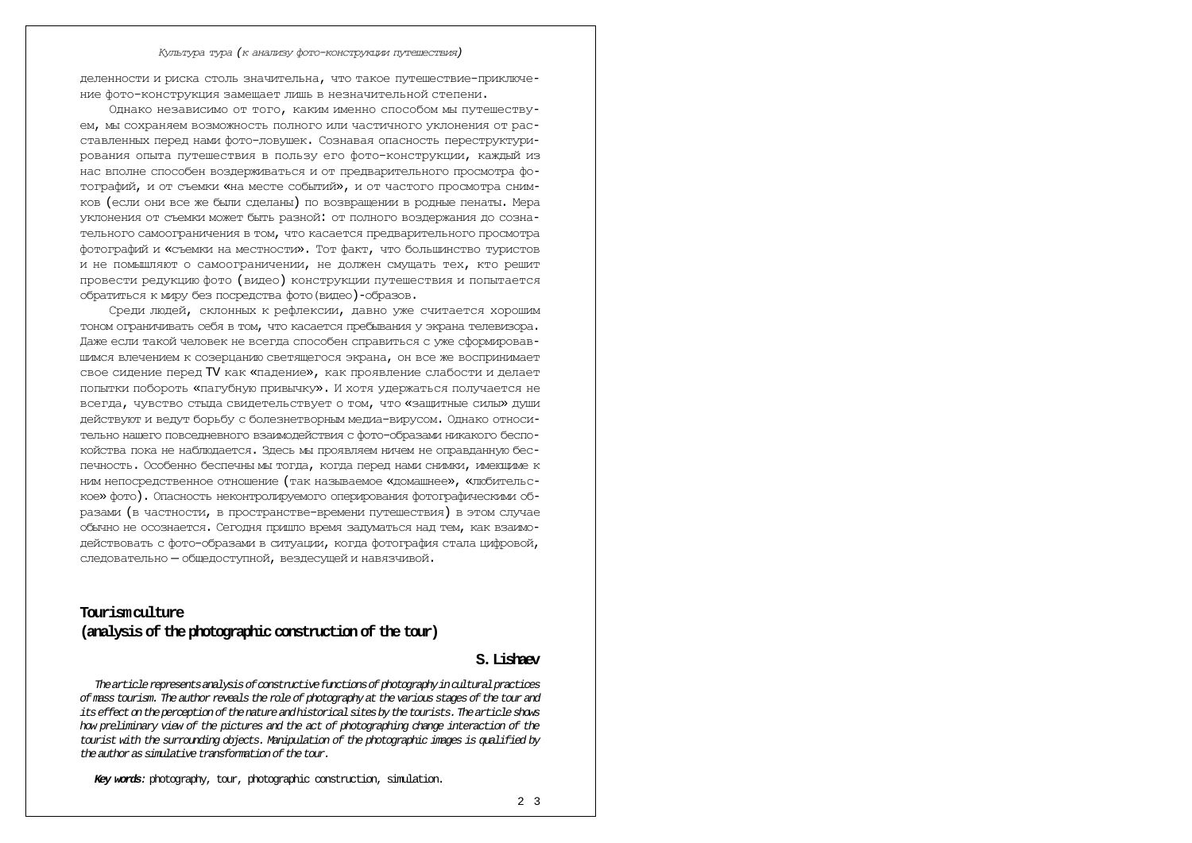деленности и риска столь значительна, что такое путешествие-приключение фото-конструкция замещает лишь в незначительной степени.

Однако независимо от того, каким именно способом мы путешествуем, мы сохраняем возможность полного или частичного уклонения от расставленных перед нами фото-ловушек. Сознавая опасность переструктурирования опыта путешествия в пользу его фото-конструкции, каждый из нас вполне способен воздерживаться и от предварительного просмотра фотографий, и от съемки «на месте событий», и от частого просмотра снимков (если они все же были сделаны) по возвращении в родные пенаты. Мера уклонения от съемки может быть разной: от полного воздержания до сознательного самоограничения в том, что касается предварительного просмотра фотографий и «съемки на местности». Тот факт, что большинство туристов и не помышляют о самоограничении, не должен смущать тех, кто решит провести редукцию фото (видео) конструкции путешествия и попытается обратиться к миру без посредства фото(видео)-образов.

Среди людей, склонных к рефлексии, давно уже считается хорошим тоном ограничивать себя в том, что касается пребывания у экрана телевизора. Даже если такой человек не всегда способен справиться с уже сформировавшимся влечением к созерцанию светящегося экрана, он все же воспринимает свое сидение перед TV как «падение», как проявление слабости и делает попытки побороть «пагубную привычку». И хотя удержаться получается не всегда, чувство стыда свидетельствует о том, что «защитные силы» души действуют и ведут борьбу с болезнетворным медиа-вирусом. Однако относительно нашего повседневного взаимодействия с фото-образами никакого беспокойства пока не наблюдается. Здесь мы проявляем ничем не оправданную беспечность. Особенно беспечны мы тогда, когда перед нами снимки, имеющие к ним непосредственное отношение (так называемое «домашнее», «любительское» фото). Опасность неконтролируемого оперирования фотографическими образами (в частности, в пространстве-времени путешествия) в этом случае обычно не осознается. Сегодня пришло время задуматься над тем, как взаимодействовать с фото-образами в ситуации, когда фотография стала цифровой, следовательно — общедоступной, вездесущей и навязчивой.

## Tourism culture
## (analysis of the photographic construction of the tour)

**S. Lishaev**

*The article represents analysis of constructive functions of photography in cultural practices of mass tourism. The author reveals the role of photography at the various stages of the tour and its effect on the perception of the nature and historical sites by the tourists. The article shows how preliminary view of the pictures and the act of photographing change interaction of the tourist with the surrounding objects. Manipulation of the photographic images is qualified by the author as simulative transformation of the tour.*

***Key words***: photography, tour, photographic construction, simulation.